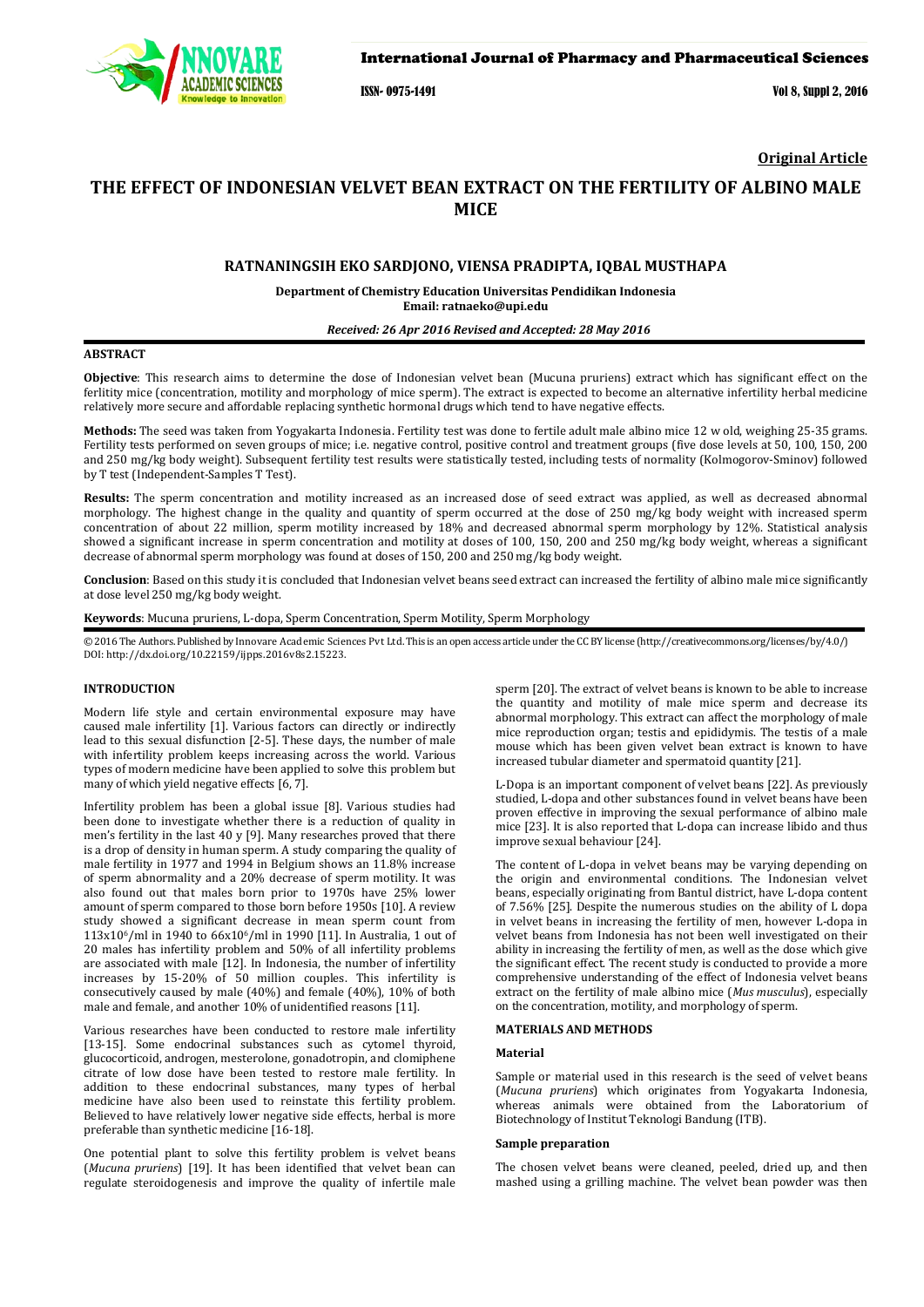Original Article

# THE EFFECT OF INDONESIAN VELVET BEAN EXTRACT ON THE FERTILITY OF ALBINO MALE MICE

**RATNANINGSIH EKO SARDJONO, VIENSA PRADIPTA, IQBAL MUSTHAPA**

**Department of Chemistry Education Universitas Pendidikan Indonesia**
**Email: ratnaeko@upi.edu**

*Received: 26 Apr 2016 Revised and Accepted: 28 May 2016*

## ABSTRACT

**Objective**: This research aims to determine the dose of Indonesian velvet bean (Mucuna pruriens) extract which has significant effect on the ferlitity mice (concentration, motility and morphology of mice sperm). The extract is expected to become an alternative infertility herbal medicine relatively more secure and affordable replacing synthetic hormonal drugs which tend to have negative effects.

**Methods:** The seed was taken from Yogyakarta Indonesia. Fertility test was done to fertile adult male albino mice 12 w old, weighing 25-35 grams. Fertility tests performed on seven groups of mice; i.e. negative control, positive control and treatment groups (five dose levels at 50, 100, 150, 200 and 250 mg/kg body weight). Subsequent fertility test results were statistically tested, including tests of normality (Kolmogorov-Sminov) followed by T test (Independent-Samples T Test).

**Results:** The sperm concentration and motility increased as an increased dose of seed extract was applied, as well as decreased abnormal morphology. The highest change in the quality and quantity of sperm occurred at the dose of 250 mg/kg body weight with increased sperm concentration of about 22 million, sperm motility increased by 18% and decreased abnormal sperm morphology by 12%. Statistical analysis showed a significant increase in sperm concentration and motility at doses of 100, 150, 200 and 250 mg/kg body weight, whereas a significant decrease of abnormal sperm morphology was found at doses of 150, 200 and 250 mg/kg body weight.

**Conclusion**: Based on this study it is concluded that Indonesian velvet beans seed extract can increased the fertility of albino male mice significantly at dose level 250 mg/kg body weight.

**Keywords**: Mucuna pruriens, L-dopa, Sperm Concentration, Sperm Motility, Sperm Morphology

© 2016 The Authors. Published by Innovare Academic Sciences Pvt Ltd. This is an open access article under the CC BY license (http://creativecommons.org/licenses/by/4.0/)
DOI: http://dx.doi.org/10.22159/ijpps.2016v8s2.15223.

## INTRODUCTION

Modern life style and certain environmental exposure may have caused male infertility [1]. Various factors can directly or indirectly lead to this sexual disfunction [2-5]. These days, the number of male with infertility problem keeps increasing across the world. Various types of modern medicine have been applied to solve this problem but many of which yield negative effects [6, 7].

Infertility problem has been a global issue [8]. Various studies had been done to investigate whether there is a reduction of quality in men's fertility in the last 40 y [9]. Many researches proved that there is a drop of density in human sperm. A study comparing the quality of male fertility in 1977 and 1994 in Belgium shows an 11.8% increase of sperm abnormality and a 20% decrease of sperm motility. It was also found out that males born prior to 1970s have 25% lower amount of sperm compared to those born before 1950s [10]. A review study showed a significant decrease in mean sperm count from $113x10^6$/ml in 1940 to $66x10^6$/ml in 1990 [11]. In Australia, 1 out of 20 males has infertility problem and 50% of all infertility problems are associated with male [12]. In Indonesia, the number of infertility increases by 15-20% of 50 million couples. This infertility is consecutively caused by male (40%) and female (40%), 10% of both male and female, and another 10% of unidentified reasons [11].

Various researches have been conducted to restore male infertility [13-15]. Some endocrinal substances such as cytomel thyroid, glucocorticoid, androgen, mesterolone, gonadotropin, and clomiphene citrate of low dose have been tested to restore male fertility. In addition to these endocrinal substances, many types of herbal medicine have also been used to reinstate this fertility problem. Believed to have relatively lower negative side effects, herbal is more preferable than synthetic medicine [16-18].

One potential plant to solve this fertility problem is velvet beans (*Mucuna pruriens*) [19]. It has been identified that velvet bean can regulate steroidogenesis and improve the quality of infertile male sperm [20]. The extract of velvet beans is known to be able to increase the quantity and motility of male mice sperm and decrease its abnormal morphology. This extract can affect the morphology of male mice reproduction organ; testis and epididymis. The testis of a male mouse which has been given velvet bean extract is known to have increased tubular diameter and spermatoid quantity [21].

L-Dopa is an important component of velvet beans [22]. As previously studied, L-dopa and other substances found in velvet beans have been proven effective in improving the sexual performance of albino male mice [23]. It is also reported that L-dopa can increase libido and thus improve sexual behaviour [24].

The content of L-dopa in velvet beans may be varying depending on the origin and environmental conditions. The Indonesian velvet beans, especially originating from Bantul district, have L-dopa content of 7.56% [25]. Despite the numerous studies on the ability of L dopa in velvet beans in increasing the fertility of men, however L-dopa in velvet beans from Indonesia has not been well investigated on their ability in increasing the fertility of men, as well as the dose which give the significant effect. The recent study is conducted to provide a more comprehensive understanding of the effect of Indonesia velvet beans extract on the fertility of male albino mice (*Mus musculus*), especially on the concentration, motility, and morphology of sperm.

## MATERIALS AND METHODS

### Material

Sample or material used in this research is the seed of velvet beans (*Mucuna pruriens*) which originates from Yogyakarta Indonesia, whereas animals were obtained from the Laboratorium of Biotechnology of Institut Teknologi Bandung (ITB).

### Sample preparation

The chosen velvet beans were cleaned, peeled, dried up, and then mashed using a grilling machine. The velvet bean powder was then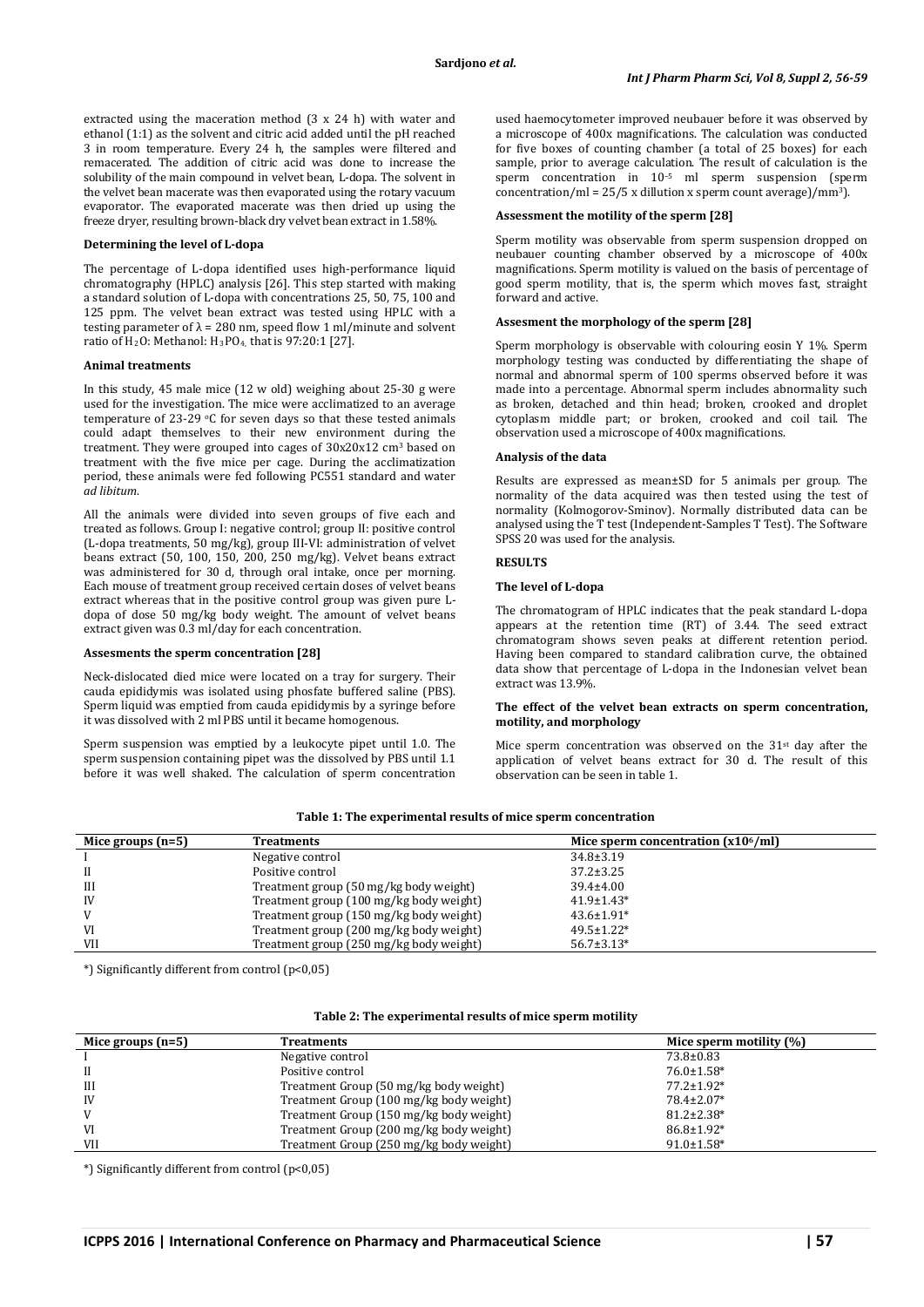extracted using the maceration method (3 x 24 h) with water and ethanol (1:1) as the solvent and citric acid added until the pH reached 3 in room temperature. Every 24 h, the samples were filtered and remacerated. The addition of citric acid was done to increase the solubility of the main compound in velvet bean, L-dopa. The solvent in the velvet bean macerate was then evaporated using the rotary vacuum evaporator. The evaporated macerate was then dried up using the freeze dryer, resulting brown-black dry velvet bean extract in 1.58%.

### Determining the level of L-dopa

The percentage of L-dopa identified uses high-performance liquid chromatography (HPLC) analysis [26]. This step started with making a standard solution of L-dopa with concentrations 25, 50, 75, 100 and 125 ppm. The velvet bean extract was tested using HPLC with a testing parameter of λ = 280 nm, speed flow 1 ml/minute and solvent ratio of $H_2O$: Methanol: $H_3PO_4$, that is 97:20:1 [27].

### Animal treatments

In this study, 45 male mice (12 w old) weighing about 25-30 g were used for the investigation. The mice were acclimatized to an average temperature of 23-29 °C for seven days so that these tested animals could adapt themselves to their new environment during the treatment. They were grouped into cages of 30x20x12 $cm^3$ based on treatment with the five mice per cage. During the acclimatization period, these animals were fed following PC551 standard and water *ad libitum*.

All the animals were divided into seven groups of five each and treated as follows. Group I: negative control; group II: positive control (L-dopa treatments, 50 mg/kg), group III-VI: administration of velvet beans extract (50, 100, 150, 200, 250 mg/kg). Velvet beans extract was administered for 30 d, through oral intake, once per morning. Each mouse of treatment group received certain doses of velvet beans extract whereas that in the positive control group was given pure L-dopa of dose 50 mg/kg body weight. The amount of velvet beans extract given was 0.3 ml/day for each concentration.

### Assesments the sperm concentration [28]

Neck-dislocated died mice were located on a tray for surgery. Their cauda epididymis was isolated using phosfate buffered saline (PBS). Sperm liquid was emptied from cauda epididymis by a syringe before it was dissolved with 2 ml PBS until it became homogenous.

Sperm suspension was emptied by a leukocyte pipet until 1.0. The sperm suspension containing pipet was the dissolved by PBS until 1.1 before it was well shaked. The calculation of sperm concentration used haemocytometer improved neubauer before it was observed by a microscope of 400x magnifications. The calculation was conducted for five boxes of counting chamber (a total of 25 boxes) for each sample, prior to average calculation. The result of calculation is the sperm concentration in $10^{-5}$ ml sperm suspension (sperm concentration/ml = 25/5 x dillution x sperm count average)/$mm^3$).

### Assessment the motility of the sperm [28]

Sperm motility was observable from sperm suspension dropped on neubauer counting chamber observed by a microscope of 400x magnifications. Sperm motility is valued on the basis of percentage of good sperm motility, that is, the sperm which moves fast, straight forward and active.

### Assesment the morphology of the sperm [28]

Sperm morphology is observable with colouring eosin Y 1%. Sperm morphology testing was conducted by differentiating the shape of normal and abnormal sperm of 100 sperms observed before it was made into a percentage. Abnormal sperm includes abnormality such as broken, detached and thin head; broken, crooked and droplet cytoplasm middle part; or broken, crooked and coil tail. The observation used a microscope of 400x magnifications.

### Analysis of the data

Results are expressed as mean±SD for 5 animals per group. The normality of the data acquired was then tested using the test of normality (Kolmogorov-Sminov). Normally distributed data can be analysed using the T test (Independent-Samples T Test). The Software SPSS 20 was used for the analysis.

## RESULTS

### The level of L-dopa

The chromatogram of HPLC indicates that the peak standard L-dopa appears at the retention time (RT) of 3.44. The seed extract chromatogram shows seven peaks at different retention period. Having been compared to standard calibration curve, the obtained data show that percentage of L-dopa in the Indonesian velvet bean extract was 13.9%.

### The effect of the velvet bean extracts on sperm concentration, motility, and morphology

Mice sperm concentration was observed on the 31st day after the application of velvet beans extract for 30 d. The result of this observation can be seen in table 1.

**Table 1: The experimental results of mice sperm concentration**

| Mice groups (n=5) | Treatments | Mice sperm concentration ($x10^6$/ml) |
|---|---|---|
| I | Negative control | 34.8±3.19 |
| II | Positive control | 37.2±3.25 |
| III | Treatment group (50 mg/kg body weight) | 39.4±4.00 |
| IV | Treatment group (100 mg/kg body weight) | 41.9±1.43* |
| V | Treatment group (150 mg/kg body weight) | 43.6±1.91* |
| VI | Treatment group (200 mg/kg body weight) | 49.5±1.22* |
| VII | Treatment group (250 mg/kg body weight) | 56.7±3.13* |

*) Significantly different from control (p<0,05)

**Table 2: The experimental results of mice sperm motility**

| Mice groups (n=5) | Treatments | Mice sperm motility (%) |
|---|---|---|
| I | Negative control | 73.8±0.83 |
| II | Positive control | 76.0±1.58* |
| III | Treatment Group (50 mg/kg body weight) | 77.2±1.92* |
| IV | Treatment Group (100 mg/kg body weight) | 78.4±2.07* |
| V | Treatment Group (150 mg/kg body weight) | 81.2±2.38* |
| VI | Treatment Group (200 mg/kg body weight) | 86.8±1.92* |
| VII | Treatment Group (250 mg/kg body weight) | 91.0±1.58* |

*) Significantly different from control (p<0,05)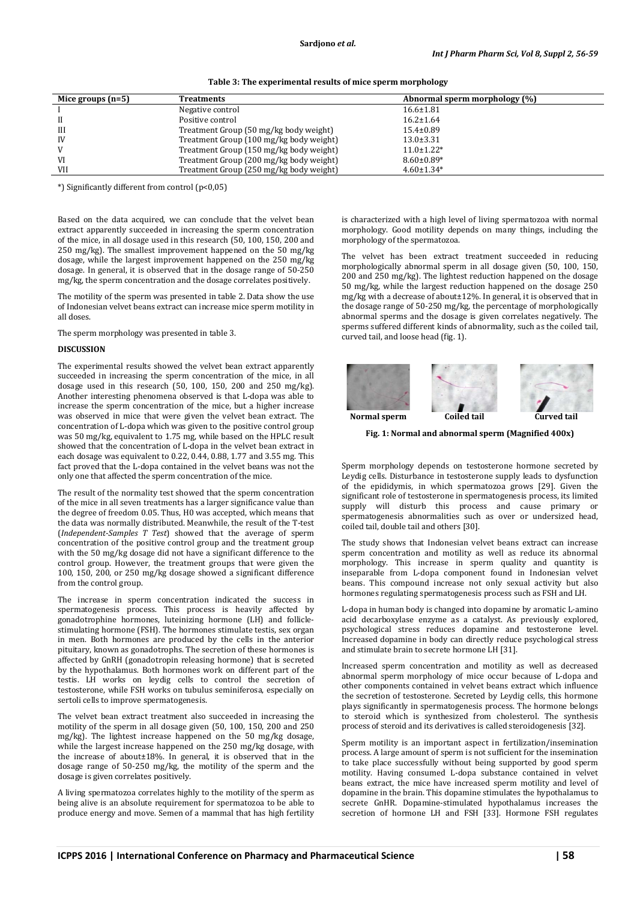**Table 3: The experimental results of mice sperm morphology**

| Mice groups (n=5) | Treatments | Abnormal sperm morphology (%) |
|---|---|---|
| I | Negative control | 16.6±1.81 |
| II | Positive control | 16.2±1.64 |
| III | Treatment Group (50 mg/kg body weight) | 15.4±0.89 |
| IV | Treatment Group (100 mg/kg body weight) | 13.0±3.31 |
| V | Treatment Group (150 mg/kg body weight) | 11.0±1.22* |
| VI | Treatment Group (200 mg/kg body weight) | 8.60±0.89* |
| VII | Treatment Group (250 mg/kg body weight) | 4.60±1.34* |

*) Significantly different from control (p<0,05)

Based on the data acquired, we can conclude that the velvet bean extract apparently succeeded in increasing the sperm concentration of the mice, in all dosage used in this research (50, 100, 150, 200 and 250 mg/kg). The smallest improvement happened on the 50 mg/kg dosage, while the largest improvement happened on the 250 mg/kg dosage. In general, it is observed that in the dosage range of 50-250 mg/kg, the sperm concentration and the dosage correlates positively.

The motility of the sperm was presented in table 2. Data show the use of Indonesian velvet beans extract can increase mice sperm motility in all doses.

The sperm morphology was presented in table 3.

## DISCUSSION

The experimental results showed the velvet bean extract apparently succeeded in increasing the sperm concentration of the mice, in all dosage used in this research (50, 100, 150, 200 and 250 mg/kg). Another interesting phenomena observed is that L-dopa was able to increase the sperm concentration of the mice, but a higher increase was observed in mice that were given the velvet bean extract. The concentration of L-dopa which was given to the positive control group was 50 mg/kg, equivalent to 1.75 mg, while based on the HPLC result showed that the concentration of L-dopa in the velvet bean extract in each dosage was equivalent to 0.22, 0.44, 0.88, 1.77 and 3.55 mg. This fact proved that the L-dopa contained in the velvet beans was not the only one that affected the sperm concentration of the mice.

The result of the normality test showed that the sperm concentration of the mice in all seven treatments has a larger significance value than the degree of freedom 0.05. Thus, H0 was accepted, which means that the data was normally distributed. Meanwhile, the result of the T-test (*Independent-Samples T Test*) showed that the average of sperm concentration of the positive control group and the treatment group with the 50 mg/kg dosage did not have a significant difference to the control group. However, the treatment groups that were given the 100, 150, 200, or 250 mg/kg dosage showed a significant difference from the control group.

The increase in sperm concentration indicated the success in spermatogenesis process. This process is heavily affected by gonadotrophine hormones, luteinizing hormone (LH) and follicle-stimulating hormone (FSH). The hormones stimulate testis, sex organ in men. Both hormones are produced by the cells in the anterior pituitary, known as gonadotrophs. The secretion of these hormones is affected by GnRH (gonadotropin releasing hormone) that is secreted by the hypothalamus. Both hormones work on different part of the testis. LH works on leydig cells to control the secretion of testosterone, while FSH works on tubulus seminiferosa, especially on sertoli cells to improve spermatogenesis.

The velvet bean extract treatment also succeeded in increasing the motility of the sperm in all dosage given (50, 100, 150, 200 and 250 mg/kg). The lightest increase happened on the 50 mg/kg dosage, while the largest increase happened on the 250 mg/kg dosage, with the increase of about±18%. In general, it is observed that in the dosage range of 50-250 mg/kg, the motility of the sperm and the dosage is given correlates positively.

A living spermatozoa correlates highly to the motility of the sperm as being alive is an absolute requirement for spermatozoa to be able to produce energy and move. Semen of a mammal that has high fertility is characterized with a high level of living spermatozoa with normal morphology. Good motility depends on many things, including the morphology of the spermatozoa.

The velvet has been extract treatment succeeded in reducing morphologically abnormal sperm in all dosage given (50, 100, 150, 200 and 250 mg/kg). The lightest reduction happened on the dosage 50 mg/kg, while the largest reduction happened on the dosage 250 mg/kg with a decrease of about±12%. In general, it is observed that in the dosage range of 50-250 mg/kg, the percentage of morphologically abnormal sperms and the dosage is given correlates negatively. The sperms suffered different kinds of abnormality, such as the coiled tail, curved tail, and loose head (fig. 1).

Normal sperm    Coiled tail    Curved tail

**Fig. 1: Normal and abnormal sperm (Magnified 400x)**

Sperm morphology depends on testosterone hormone secreted by Leydig cells. Disturbance in testosterone supply leads to dysfunction of the epididymis, in which spermatozoa grows [29]. Given the significant role of testosterone in spermatogenesis process, its limited supply will disturb this process and cause primary or spermatogenesis abnormalities such as over or undersized head, coiled tail, double tail and others [30].

The study shows that Indonesian velvet beans extract can increase sperm concentration and motility as well as reduce its abnormal morphology. This increase in sperm quality and quantity is inseparable from L-dopa component found in Indonesian velvet beans. This compound increase not only sexual activity but also hormones regulating spermatogenesis process such as FSH and LH.

L-dopa in human body is changed into dopamine by aromatic L-amino acid decarboxylase enzyme as a catalyst. As previously explored, psychological stress reduces dopamine and testosterone level. Increased dopamine in body can directly reduce psychological stress and stimulate brain to secrete hormone LH [31].

Increased sperm concentration and motility as well as decreased abnormal sperm morphology of mice occur because of L-dopa and other components contained in velvet beans extract which influence the secretion of testosterone. Secreted by Leydig cells, this hormone plays significantly in spermatogenesis process. The hormone belongs to steroid which is synthesized from cholesterol. The synthesis process of steroid and its derivatives is called steroidogenesis [32].

Sperm motility is an important aspect in fertilization/insemination process. A large amount of sperm is not sufficient for the insemination to take place successfully without being supported by good sperm motility. Having consumed L-dopa substance contained in velvet beans extract, the mice have increased sperm motility and level of dopamine in the brain. This dopamine stimulates the hypothalamus to secrete GnHR. Dopamine-stimulated hypothalamus increases the secretion of hormone LH and FSH [33]. Hormone FSH regulates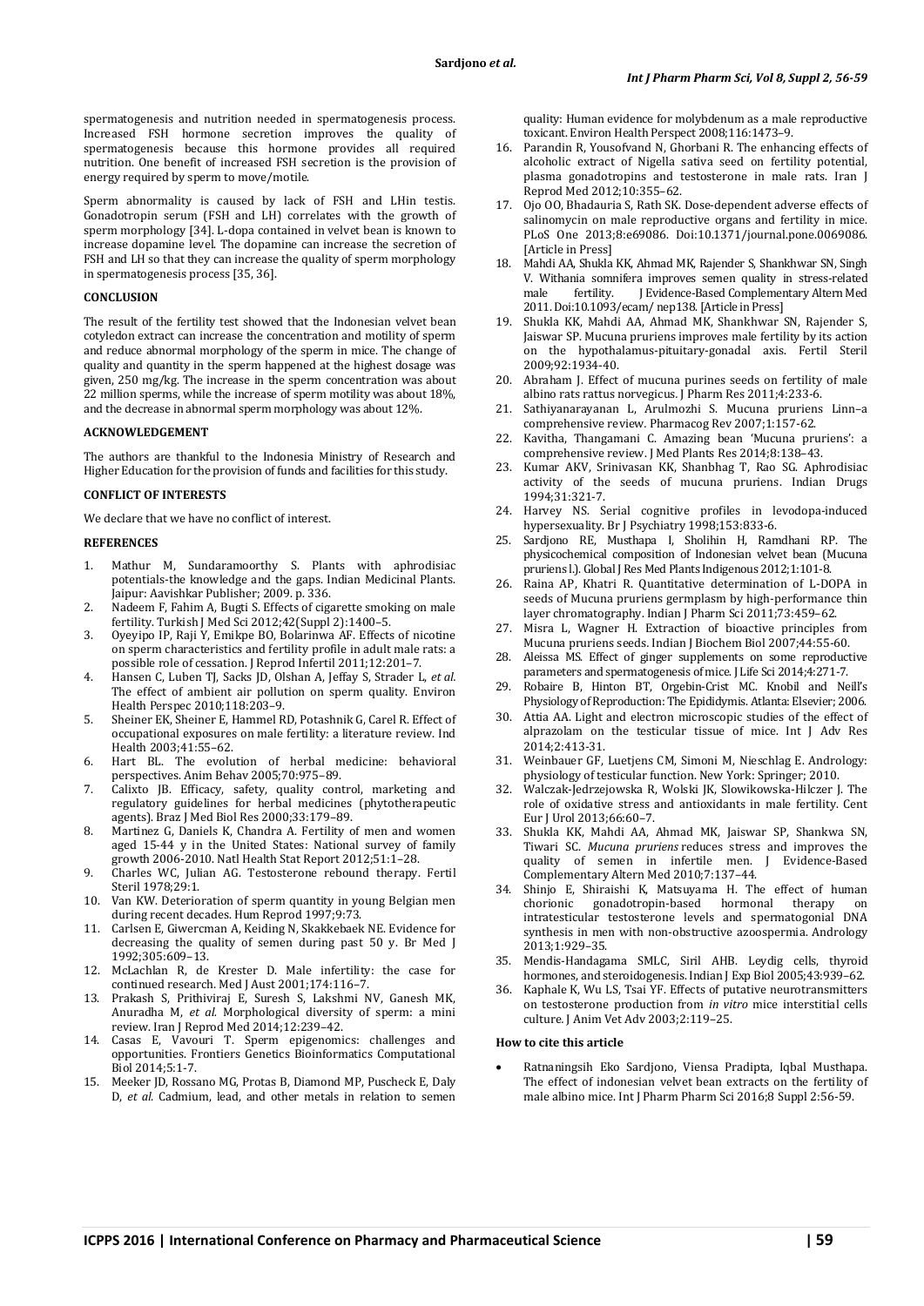spermatogenesis and nutrition needed in spermatogenesis process. Increased FSH hormone secretion improves the quality of spermatogenesis because this hormone provides all required nutrition. One benefit of increased FSH secretion is the provision of energy required by sperm to move/motile.

Sperm abnormality is caused by lack of FSH and LHin testis. Gonadotropin serum (FSH and LH) correlates with the growth of sperm morphology [34]. L-dopa contained in velvet bean is known to increase dopamine level. The dopamine can increase the secretion of FSH and LH so that they can increase the quality of sperm morphology in spermatogenesis process [35, 36].

## CONCLUSION

The result of the fertility test showed that the Indonesian velvet bean cotyledon extract can increase the concentration and motility of sperm and reduce abnormal morphology of the sperm in mice. The change of quality and quantity in the sperm happened at the highest dosage was given, 250 mg/kg. The increase in the sperm concentration was about 22 million sperms, while the increase of sperm motility was about 18%, and the decrease in abnormal sperm morphology was about 12%.

## ACKNOWLEDGEMENT

The authors are thankful to the Indonesia Ministry of Research and Higher Education for the provision of funds and facilities for this study.

## CONFLICT OF INTERESTS

We declare that we have no conflict of interest.

## REFERENCES

1. Mathur M, Sundaramoorthy S. Plants with aphrodisiac potentials-the knowledge and the gaps. Indian Medicinal Plants. Jaipur: Aavishkar Publisher; 2009. p. 336.
2. Nadeem F, Fahim A, Bugti S. Effects of cigarette smoking on male fertility. Turkish J Med Sci 2012;42(Suppl 2):1400–5.
3. Oyeyipo IP, Raji Y, Emikpe BO, Bolarinwa AF. Effects of nicotine on sperm characteristics and fertility profile in adult male rats: a possible role of cessation. J Reprod Infertil 2011;12:201–7.
4. Hansen C, Luben TJ, Sacks JD, Olshan A, Jeffay S, Strader L, *et al*. The effect of ambient air pollution on sperm quality. Environ Health Perspec 2010;118:203–9.
5. Sheiner EK, Sheiner E, Hammel RD, Potashnik G, Carel R. Effect of occupational exposures on male fertility: a literature review. Ind Health 2003;41:55–62.
6. Hart BL. The evolution of herbal medicine: behavioral perspectives. Anim Behav 2005;70:975–89.
7. Calixto JB. Efficacy, safety, quality control, marketing and regulatory guidelines for herbal medicines (phytotherapeutic agents). Braz J Med Biol Res 2000;33:179–89.
8. Martinez G, Daniels K, Chandra A. Fertility of men and women aged 15-44 y in the United States: National survey of family growth 2006-2010. Natl Health Stat Report 2012;51:1–28.
9. Charles WC, Julian AG. Testosterone rebound therapy. Fertil Steril 1978;29:1.
10. Van KW. Deterioration of sperm quantity in young Belgian men during recent decades. Hum Reprod 1997;9:73.
11. Carlsen E, Giwercman A, Keiding N, Skakkebaek NE. Evidence for decreasing the quality of semen during past 50 y. Br Med J 1992;305:609–13.
12. McLachlan R, de Krester D. Male infertility: the case for continued research. Med J Aust 2001;174:116–7.
13. Prakash S, Prithiviraj E, Suresh S, Lakshmi NV, Ganesh MK, Anuradha M, *et al.* Morphological diversity of sperm: a mini review. Iran J Reprod Med 2014;12:239–42.
14. Casas E, Vavouri T. Sperm epigenomics: challenges and opportunities. Frontiers Genetics Bioinformatics Computational Biol 2014;5:1-7.
15. Meeker JD, Rossano MG, Protas B, Diamond MP, Puscheck E, Daly D, *et al.* Cadmium, lead, and other metals in relation to semen quality: Human evidence for molybdenum as a male reproductive toxicant. Environ Health Perspect 2008;116:1473–9.
16. Parandin R, Yousofvand N, Ghorbani R. The enhancing effects of alcoholic extract of Nigella sativa seed on fertility potential, plasma gonadotropins and testosterone in male rats. Iran J Reprod Med 2012;10:355–62.
17. Ojo OO, Bhadauria S, Rath SK. Dose-dependent adverse effects of salinomycin on male reproductive organs and fertility in mice. PLoS One 2013;8:e69086. Doi:10.1371/journal.pone.0069086. [Article in Press]
18. Mahdi AA, Shukla KK, Ahmad MK, Rajender S, Shankhwar SN, Singh V. Withania somnifera improves semen quality in stress-related male fertility. J Evidence-Based Complementary Altern Med 2011. Doi:10.1093/ecam/ nep138. [Article in Press]
19. Shukla KK, Mahdi AA, Ahmad MK, Shankhwar SN, Rajender S, Jaiswar SP. Mucuna pruriens improves male fertility by its action on the hypothalamus-pituitary-gonadal axis. Fertil Steril 2009;92:1934-40.
20. Abraham J. Effect of mucuna purines seeds on fertility of male albino rats rattus norvegicus. J Pharm Res 2011;4:233-6.
21. Sathiyanarayanan L, Arulmozhi S. Mucuna pruriens Linn–a comprehensive review. Pharmacog Rev 2007;1:157-62.
22. Kavitha, Thangamani C. Amazing bean 'Mucuna pruriens': a comprehensive review. J Med Plants Res 2014;8:138–43.
23. Kumar AKV, Srinivasan KK, Shanbhag T, Rao SG. Aphrodisiac activity of the seeds of mucuna pruriens. Indian Drugs 1994;31:321-7.
24. Harvey NS. Serial cognitive profiles in levodopa-induced hypersexuality. Br J Psychiatry 1998;153:833-6.
25. Sardjono RE, Musthapa I, Sholihin H, Ramdhani RP. The physicochemical composition of Indonesian velvet bean (Mucuna pruriens l.). Global J Res Med Plants Indigenous 2012;1:101-8.
26. Raina AP, Khatri R. Quantitative determination of L-DOPA in seeds of Mucuna pruriens germplasm by high-performance thin layer chromatography. Indian J Pharm Sci 2011;73:459–62.
27. Misra L, Wagner H. Extraction of bioactive principles from Mucuna pruriens seeds. Indian J Biochem Biol 2007;44:55-60.
28. Aleissa MS. Effect of ginger supplements on some reproductive parameters and spermatogenesis of mice. J Life Sci 2014;4:271-7.
29. Robaire B, Hinton BT, Orgebin-Crist MC. Knobil and Neill's Physiology of Reproduction: The Epididymis. Atlanta: Elsevier; 2006.
30. Attia AA. Light and electron microscopic studies of the effect of alprazolam on the testicular tissue of mice. Int J Adv Res 2014;2:413-31.
31. Weinbauer GF, Luetjens CM, Simoni M, Nieschlag E. Andrology: physiology of testicular function. New York: Springer; 2010.
32. Walczak-Jedrzejowska R, Wolski JK, Slowikowska-Hilczer J. The role of oxidative stress and antioxidants in male fertility. Cent Eur J Urol 2013;66:60–7.
33. Shukla KK, Mahdi AA, Ahmad MK, Jaiswar SP, Shankwa SN, Tiwari SC. *Mucuna pruriens* reduces stress and improves the quality of semen in infertile men. J Evidence-Based Complementary Altern Med 2010;7:137–44.
34. Shinjo E, Shiraishi K, Matsuyama H. The effect of human chorionic gonadotropin-based hormonal therapy on intratesticular testosterone levels and spermatogonial DNA synthesis in men with non-obstructive azoospermia. Andrology 2013;1:929–35.
35. Mendis-Handagama SMLC, Siril AHB. Leydig cells, thyroid hormones, and steroidogenesis. Indian J Exp Biol 2005;43:939–62.
36. Kaphale K, Wu LS, Tsai YF. Effects of putative neurotransmitters on testosterone production from *in vitro* mice interstitial cells culture. J Anim Vet Adv 2003;2:119–25.

### How to cite this article

- Ratnaningsih Eko Sardjono, Viensa Pradipta, Iqbal Musthapa. The effect of indonesian velvet bean extracts on the fertility of male albino mice. Int J Pharm Pharm Sci 2016;8 Suppl 2:56-59.